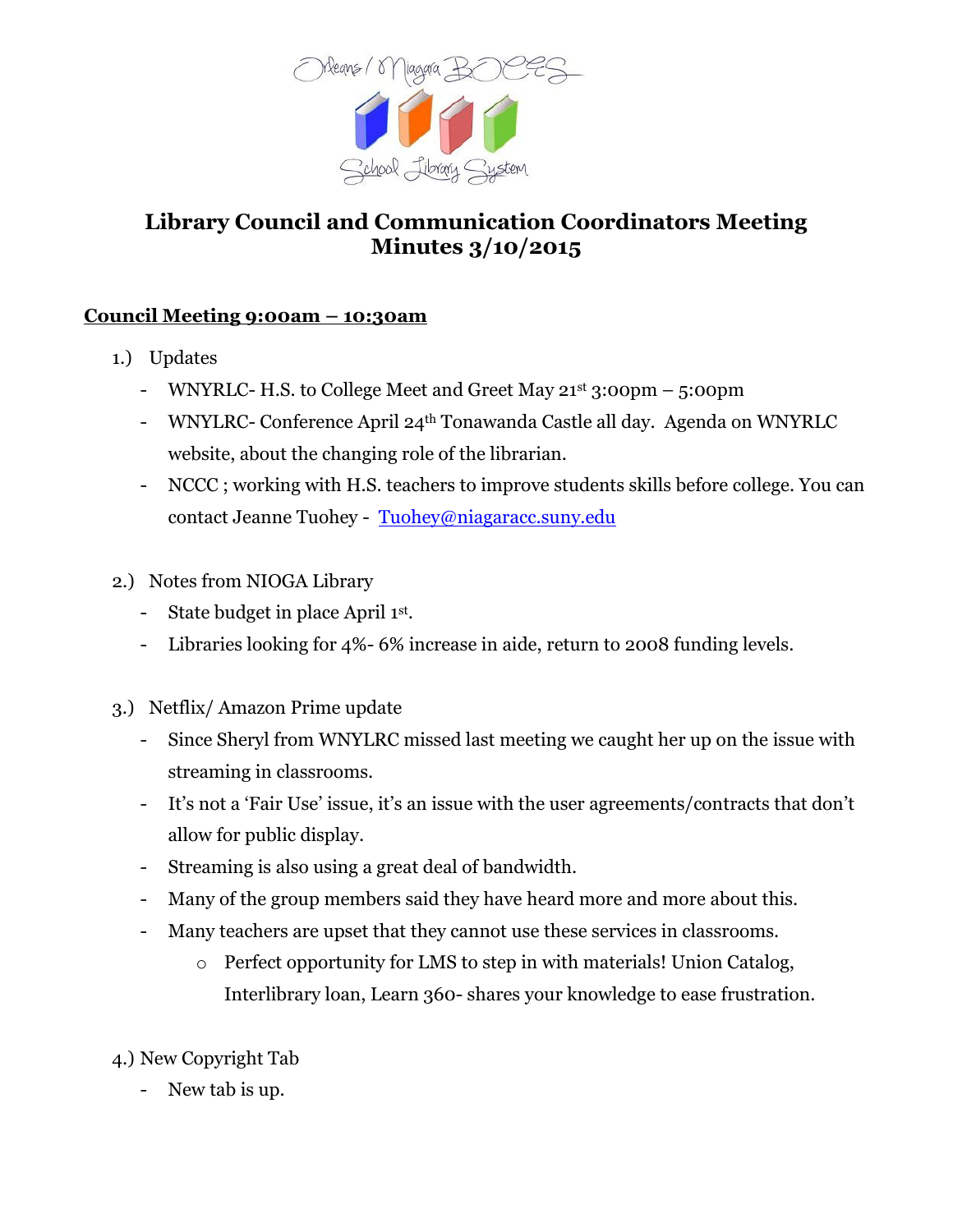# Library Council and Communication Coordinators Meeting
# Minutes 3/10/2015

## Council Meeting 9:00am – 10:30am

1.) Updates
   - WNYRLC- H.S. to College Meet and Greet May 21st 3:00pm – 5:00pm
   - WNYLRC- Conference April 24th Tonawanda Castle all day. Agenda on WNYRLC website, about the changing role of the librarian.
   - NCCC ; working with H.S. teachers to improve students skills before college. You can contact Jeanne Tuohey - Tuohey@niagaracc.suny.edu

2.) Notes from NIOGA Library
   - State budget in place April 1st.
   - Libraries looking for 4%- 6% increase in aide, return to 2008 funding levels.

3.) Netflix/ Amazon Prime update
   - Since Sheryl from WNYLRC missed last meeting we caught her up on the issue with streaming in classrooms.
   - It's not a 'Fair Use' issue, it's an issue with the user agreements/contracts that don't allow for public display.
   - Streaming is also using a great deal of bandwidth.
   - Many of the group members said they have heard more and more about this.
   - Many teachers are upset that they cannot use these services in classrooms.
     - Perfect opportunity for LMS to step in with materials! Union Catalog, Interlibrary loan, Learn 360- shares your knowledge to ease frustration.

4.) New Copyright Tab
   - New tab is up.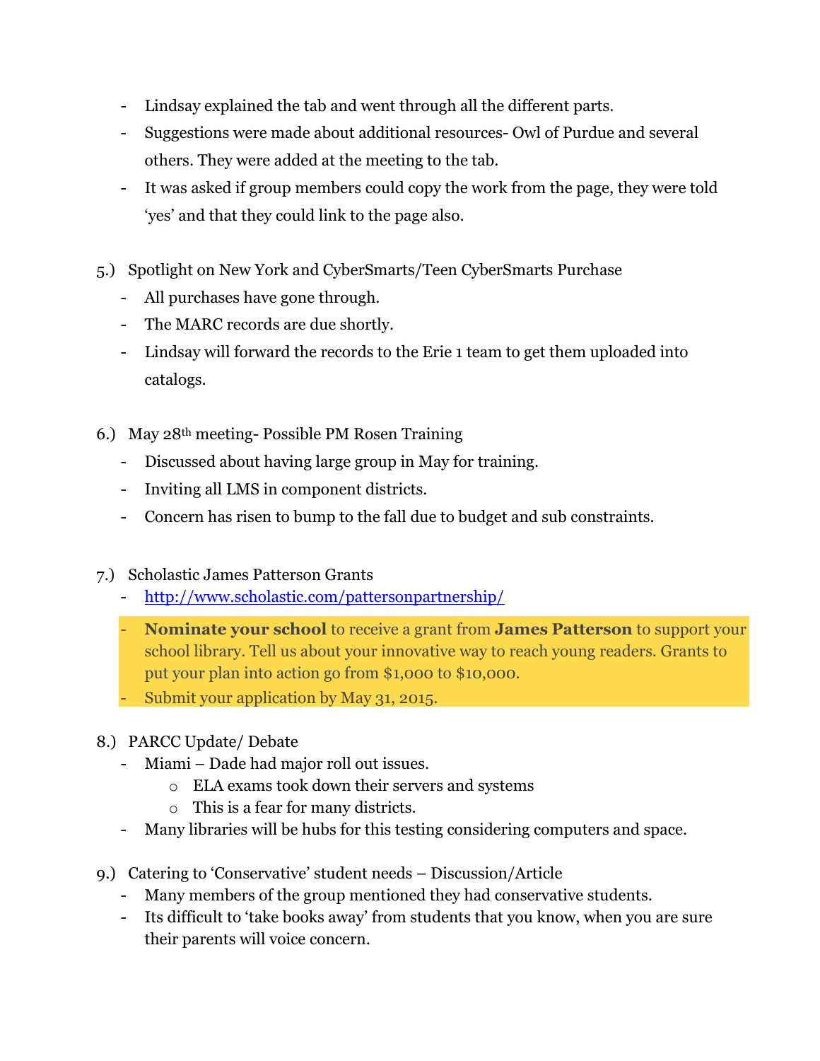- Lindsay explained the tab and went through all the different parts.
- Suggestions were made about additional resources- Owl of Purdue and several others. They were added at the meeting to the tab.
- It was asked if group members could copy the work from the page, they were told 'yes' and that they could link to the page also.

5.) Spotlight on New York and CyberSmarts/Teen CyberSmarts Purchase
- All purchases have gone through.
- The MARC records are due shortly.
- Lindsay will forward the records to the Erie 1 team to get them uploaded into catalogs.

6.) May 28th meeting- Possible PM Rosen Training
- Discussed about having large group in May for training.
- Inviting all LMS in component districts.
- Concern has risen to bump to the fall due to budget and sub constraints.

7.) Scholastic James Patterson Grants
- [http://www.scholastic.com/pattersonpartnership/](http://www.scholastic.com/pattersonpartnership/)
- **Nominate your school** to receive a grant from **James Patterson** to support your school library. Tell us about your innovative way to reach young readers. Grants to put your plan into action go from $1,000 to $10,000.
- Submit your application by May 31, 2015.

8.) PARCC Update/ Debate
- Miami – Dade had major roll out issues.
  - ELA exams took down their servers and systems
  - This is a fear for many districts.
- Many libraries will be hubs for this testing considering computers and space.

9.) Catering to 'Conservative' student needs – Discussion/Article
- Many members of the group mentioned they had conservative students.
- Its difficult to 'take books away' from students that you know, when you are sure their parents will voice concern.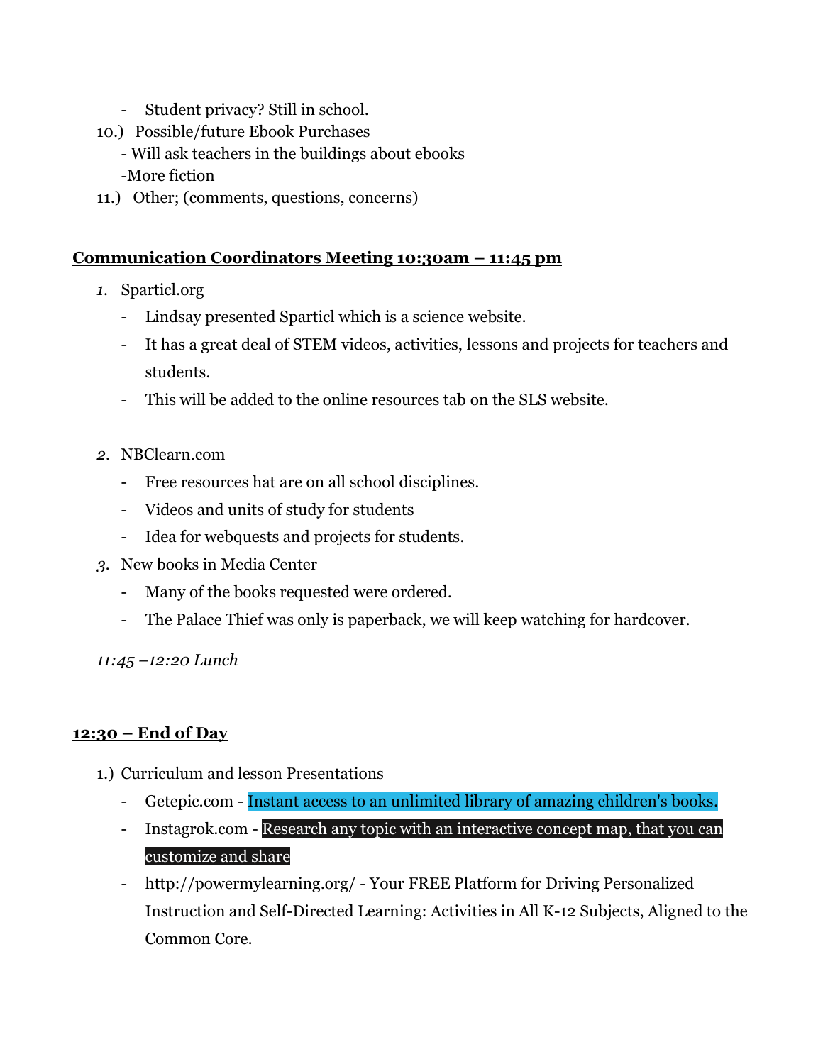- Student privacy? Still in school.

10.) Possible/future Ebook Purchases
   - Will ask teachers in the buildings about ebooks
   - More fiction

11.) Other; (comments, questions, concerns)

## Communication Coordinators Meeting 10:30am – 11:45 pm

1. Sparticl.org
   - Lindsay presented Sparticl which is a science website.
   - It has a great deal of STEM videos, activities, lessons and projects for teachers and students.
   - This will be added to the online resources tab on the SLS website.

2. NBClearn.com
   - Free resources hat are on all school disciplines.
   - Videos and units of study for students
   - Idea for webquests and projects for students.

3. New books in Media Center
   - Many of the books requested were ordered.
   - The Palace Thief was only is paperback, we will keep watching for hardcover.

*11:45 –12:20 Lunch*

## 12:30 – End of Day

1.) Curriculum and lesson Presentations
   - Getepic.com - Instant access to an unlimited library of amazing children's books.
   - Instagrok.com - Research any topic with an interactive concept map, that you can customize and share
   - http://powermylearning.org/ - Your FREE Platform for Driving Personalized Instruction and Self-Directed Learning: Activities in All K-12 Subjects, Aligned to the Common Core.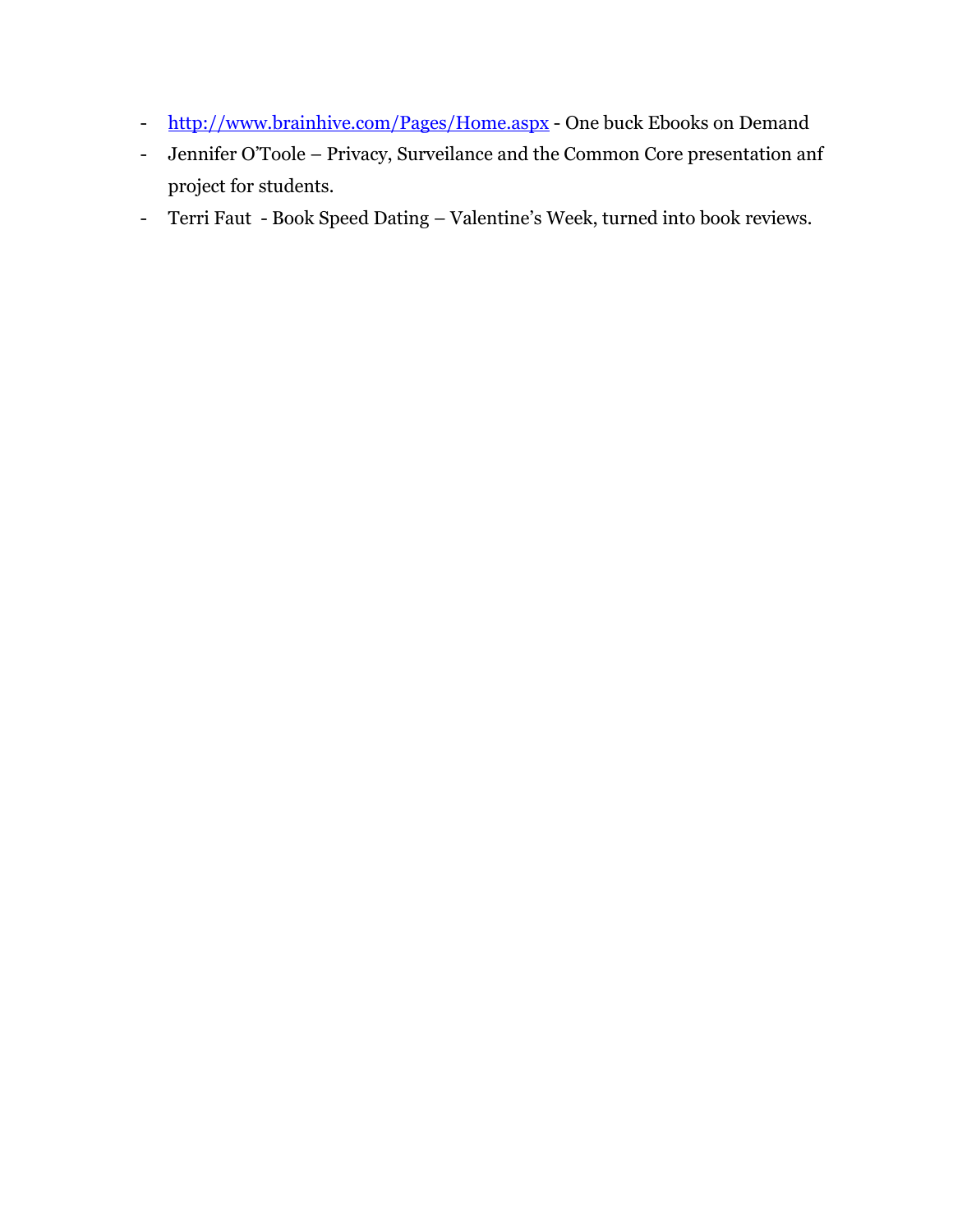- http://www.brainhive.com/Pages/Home.aspx - One buck Ebooks on Demand
- Jennifer O'Toole – Privacy, Surveilance and the Common Core presentation anf project for students.
- Terri Faut - Book Speed Dating – Valentine's Week, turned into book reviews.